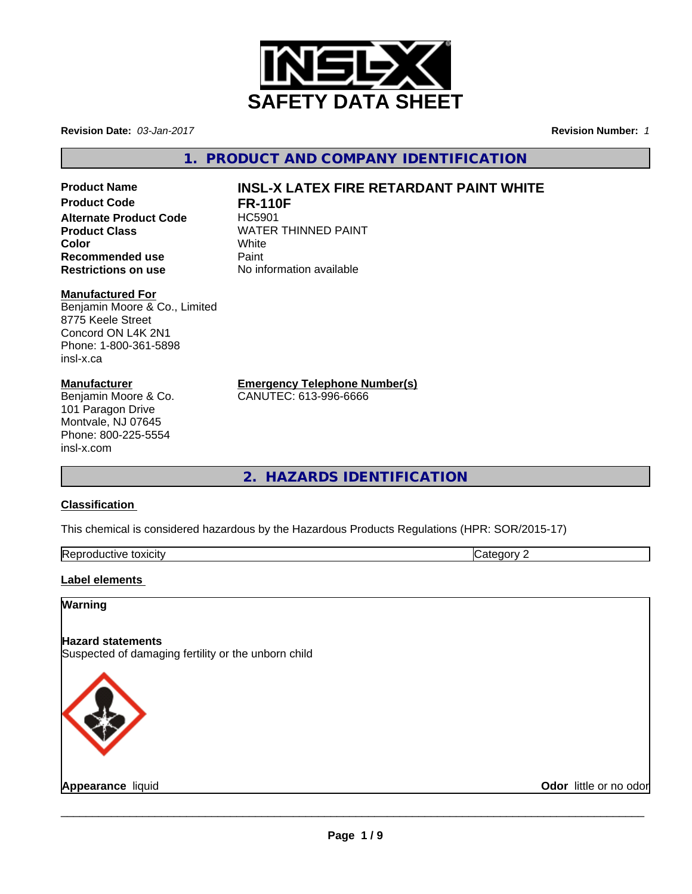# SAFETY DATA SHEET

**Revision Date:** *03-Jan-2017*

**Revision Number:** *1*

## 1. PRODUCT AND COMPANY IDENTIFICATION

| | |
|---|---|
| **Product Name** | **INSL-X LATEX FIRE RETARDANT PAINT WHITE** |
| **Product Code** | **FR-110F** |
| **Alternate Product Code** | HC5901 |
| **Product Class** | WATER THINNED PAINT |
| **Color** | White |
| **Recommended use** | Paint |
| **Restrictions on use** | No information available |

**Manufactured For**
Benjamin Moore & Co., Limited
8775 Keele Street
Concord ON L4K 2N1
Phone: 1-800-361-5898
insl-x.ca

**Manufacturer**
Benjamin Moore & Co.
101 Paragon Drive
Montvale, NJ 07645
Phone: 800-225-5554
insl-x.com

**Emergency Telephone Number(s)**
CANUTEC: 613-996-6666

## 2. HAZARDS IDENTIFICATION

**Classification**

This chemical is considered hazardous by the Hazardous Products Regulations (HPR: SOR/2015-17)

| Reproductive toxicity | Category 2 |
|---|---|

**Label elements**

**Warning**

**Hazard statements**
Suspected of damaging fertility or the unborn child

**Appearance** liquid

**Odor** little or no odor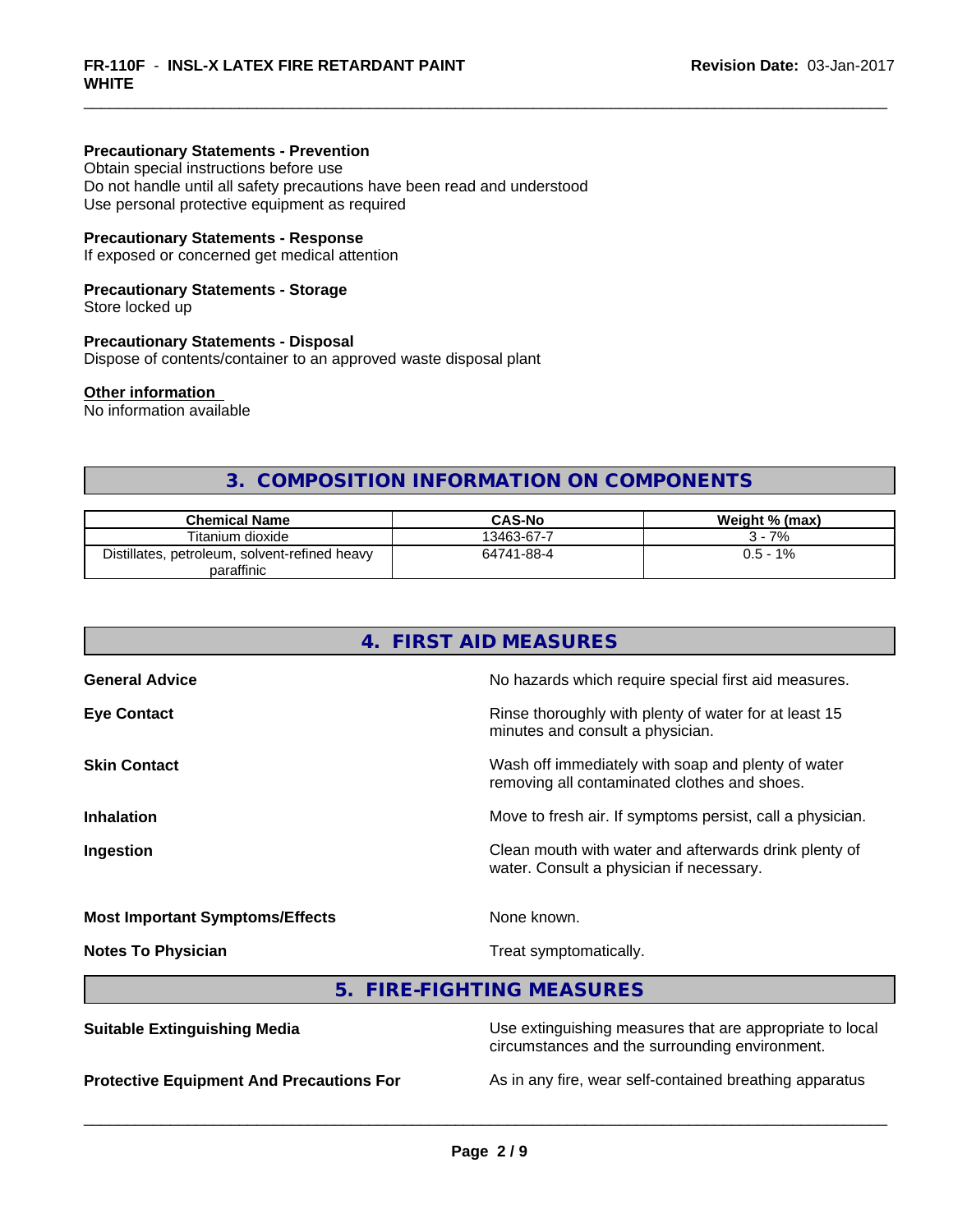**Precautionary Statements - Prevention**
Obtain special instructions before use
Do not handle until all safety precautions have been read and understood
Use personal protective equipment as required

**Precautionary Statements - Response**
If exposed or concerned get medical attention

**Precautionary Statements - Storage**
Store locked up

**Precautionary Statements - Disposal**
Dispose of contents/container to an approved waste disposal plant

**Other information**
No information available

## 3. COMPOSITION INFORMATION ON COMPONENTS

| Chemical Name | CAS-No | Weight % (max) |
|---|---|---|
| Titanium dioxide | 13463-67-7 | 3 - 7% |
| Distillates, petroleum, solvent-refined heavy paraffinic | 64741-88-4 | 0.5 - 1% |

## 4. FIRST AID MEASURES

**General Advice**
No hazards which require special first aid measures.

**Eye Contact**
Rinse thoroughly with plenty of water for at least 15 minutes and consult a physician.

**Skin Contact**
Wash off immediately with soap and plenty of water removing all contaminated clothes and shoes.

**Inhalation**
Move to fresh air. If symptoms persist, call a physician.

**Ingestion**
Clean mouth with water and afterwards drink plenty of water. Consult a physician if necessary.

**Most Important Symptoms/Effects**
None known.

**Notes To Physician**
Treat symptomatically.

## 5. FIRE-FIGHTING MEASURES

**Suitable Extinguishing Media**
Use extinguishing measures that are appropriate to local circumstances and the surrounding environment.

**Protective Equipment And Precautions For**
As in any fire, wear self-contained breathing apparatus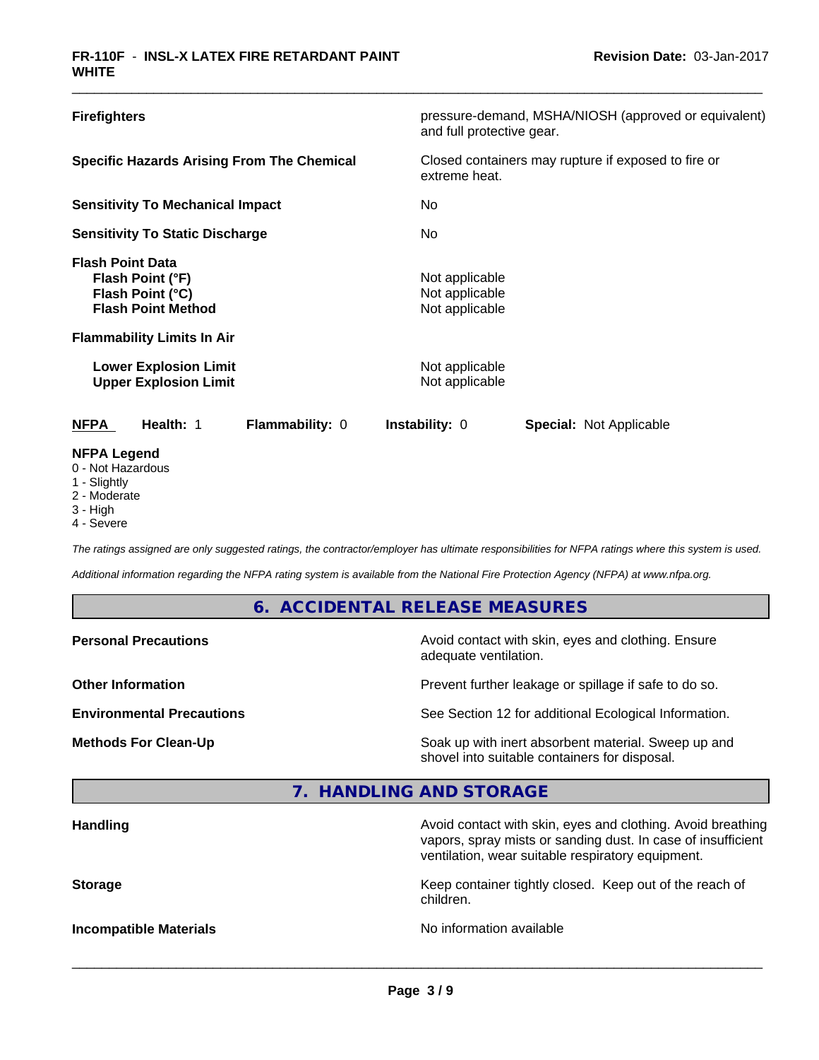**Firefighters** pressure-demand, MSHA/NIOSH (approved or equivalent) and full protective gear.

**Specific Hazards Arising From The Chemical** Closed containers may rupture if exposed to fire or extreme heat.

**Sensitivity To Mechanical Impact** No

**Sensitivity To Static Discharge** No

**Flash Point Data**
**Flash Point (°F)** Not applicable
**Flash Point (°C)** Not applicable
**Flash Point Method** Not applicable

**Flammability Limits In Air**

**Lower Explosion Limit** Not applicable
**Upper Explosion Limit** Not applicable

**NFPA** **Health:** 1 **Flammability:** 0 **Instability:** 0 **Special:** Not Applicable

**NFPA Legend**
0 - Not Hazardous
1 - Slightly
2 - Moderate
3 - High
4 - Severe

*The ratings assigned are only suggested ratings, the contractor/employer has ultimate responsibilities for NFPA ratings where this system is used.*

*Additional information regarding the NFPA rating system is available from the National Fire Protection Agency (NFPA) at www.nfpa.org.*

## 6. ACCIDENTAL RELEASE MEASURES

**Personal Precautions** Avoid contact with skin, eyes and clothing. Ensure adequate ventilation.

**Other Information** Prevent further leakage or spillage if safe to do so.

**Environmental Precautions** See Section 12 for additional Ecological Information.

**Methods For Clean-Up** Soak up with inert absorbent material. Sweep up and shovel into suitable containers for disposal.

## 7. HANDLING AND STORAGE

**Handling** Avoid contact with skin, eyes and clothing. Avoid breathing vapors, spray mists or sanding dust. In case of insufficient ventilation, wear suitable respiratory equipment.

**Storage** Keep container tightly closed. Keep out of the reach of children.

**Incompatible Materials** No information available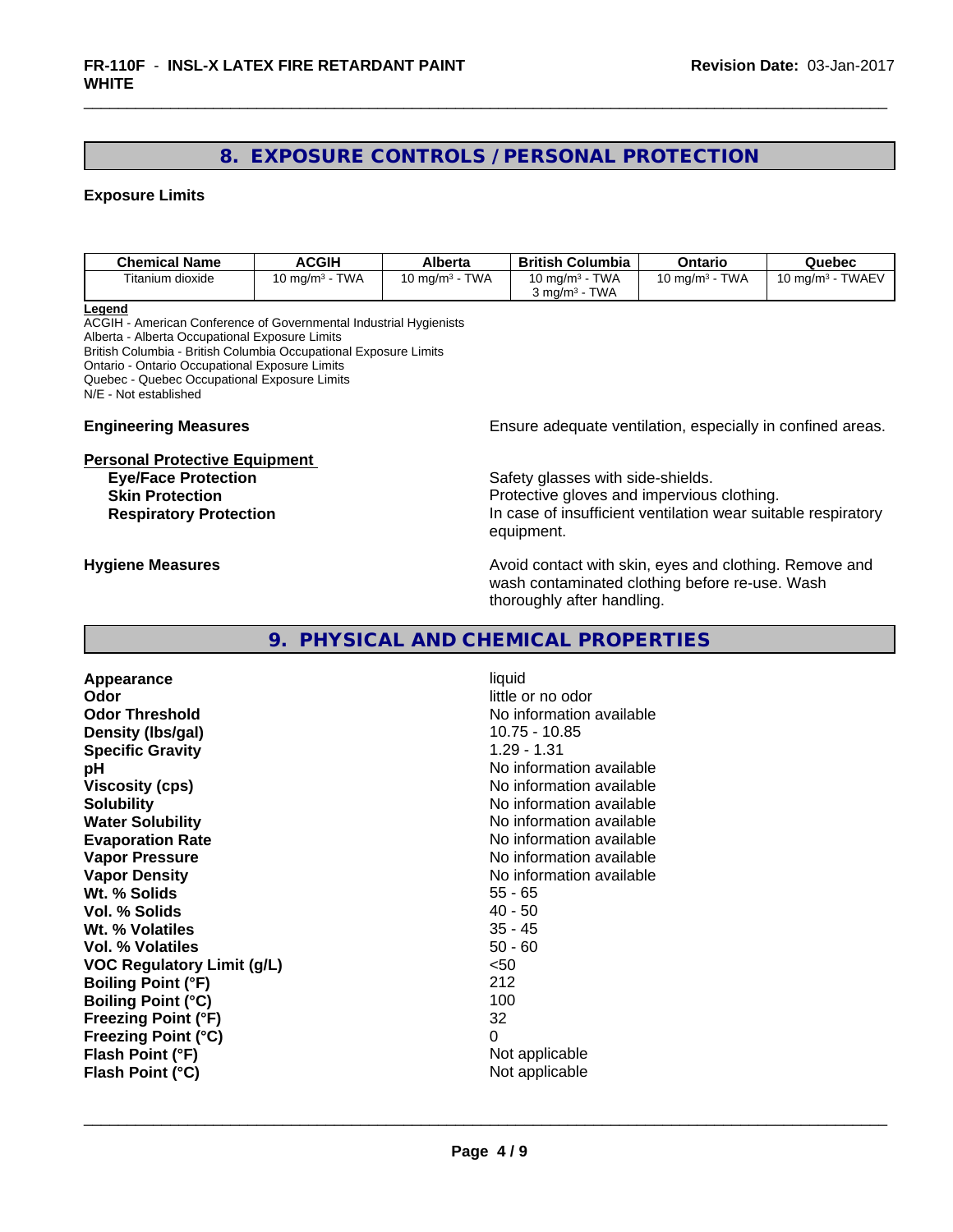## 8. EXPOSURE CONTROLS / PERSONAL PROTECTION

### Exposure Limits

| Chemical Name | ACGIH | Alberta | British Columbia | Ontario | Quebec |
|---|---|---|---|---|---|
| Titanium dioxide | 10 mg/m³ - TWA | 10 mg/m³ - TWA | 10 mg/m³ - TWA<br>3 mg/m³ - TWA | 10 mg/m³ - TWA | 10 mg/m³ - TWAEV |

**Legend**
ACGIH - American Conference of Governmental Industrial Hygienists
Alberta - Alberta Occupational Exposure Limits
British Columbia - British Columbia Occupational Exposure Limits
Ontario - Ontario Occupational Exposure Limits
Quebec - Quebec Occupational Exposure Limits
N/E - Not established

**Engineering Measures**: Ensure adequate ventilation, especially in confined areas.

**Personal Protective Equipment**

- **Eye/Face Protection**: Safety glasses with side-shields.
- **Skin Protection**: Protective gloves and impervious clothing.
- **Respiratory Protection**: In case of insufficient ventilation wear suitable respiratory equipment.

**Hygiene Measures**: Avoid contact with skin, eyes and clothing. Remove and wash contaminated clothing before re-use. Wash thoroughly after handling.

## 9. PHYSICAL AND CHEMICAL PROPERTIES

| Property | Value |
|---|---|
| **Appearance** | liquid |
| **Odor** | little or no odor |
| **Odor Threshold** | No information available |
| **Density (lbs/gal)** | 10.75 - 10.85 |
| **Specific Gravity** | 1.29 - 1.31 |
| **pH** | No information available |
| **Viscosity (cps)** | No information available |
| **Solubility** | No information available |
| **Water Solubility** | No information available |
| **Evaporation Rate** | No information available |
| **Vapor Pressure** | No information available |
| **Vapor Density** | No information available |
| **Wt. % Solids** | 55 - 65 |
| **Vol. % Solids** | 40 - 50 |
| **Wt. % Volatiles** | 35 - 45 |
| **Vol. % Volatiles** | 50 - 60 |
| **VOC Regulatory Limit (g/L)** | <50 |
| **Boiling Point (°F)** | 212 |
| **Boiling Point (°C)** | 100 |
| **Freezing Point (°F)** | 32 |
| **Freezing Point (°C)** | 0 |
| **Flash Point (°F)** | Not applicable |
| **Flash Point (°C)** | Not applicable |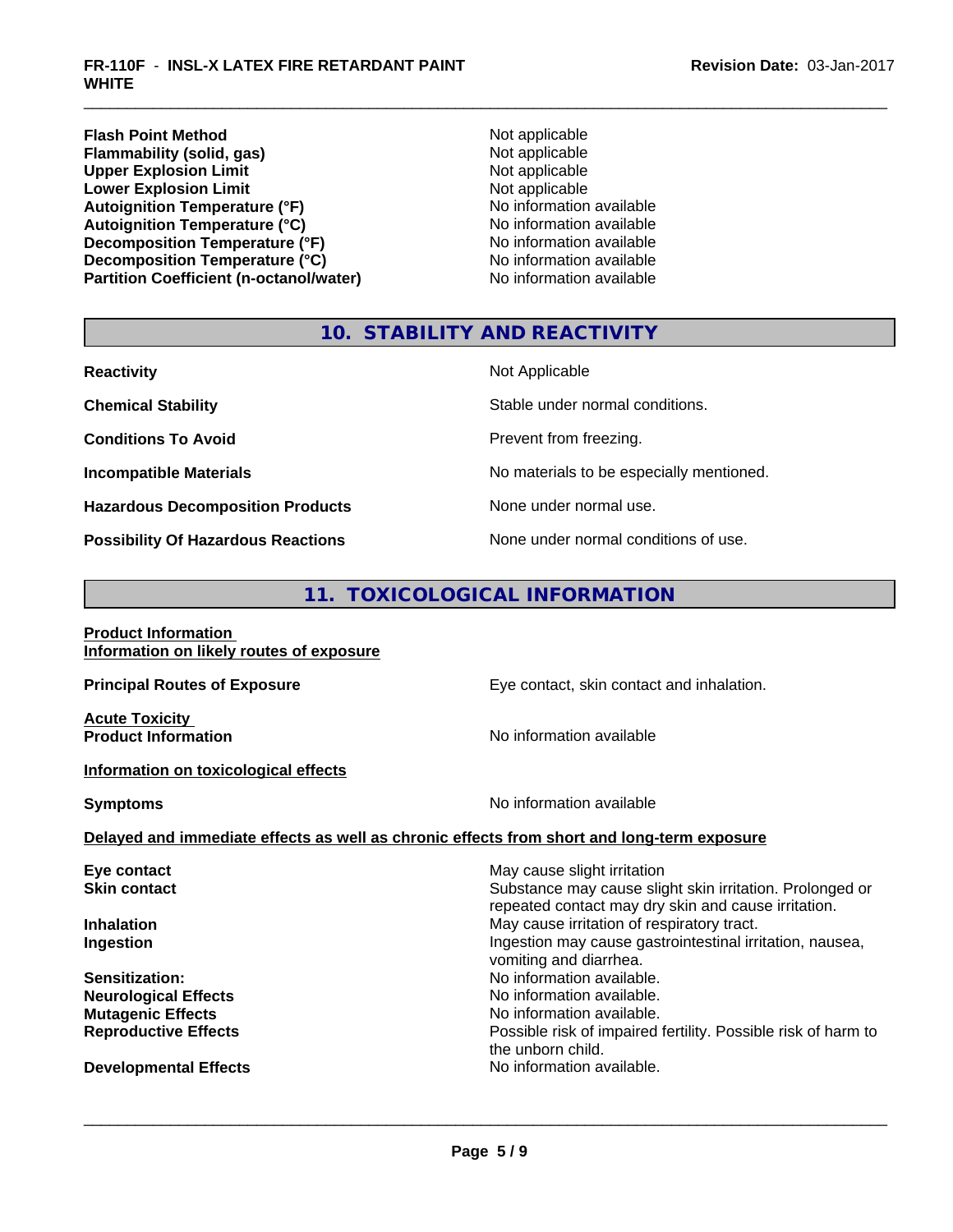| | |
|---|---|
| **Flash Point Method** | Not applicable |
| **Flammability (solid, gas)** | Not applicable |
| **Upper Explosion Limit** | Not applicable |
| **Lower Explosion Limit** | Not applicable |
| **Autoignition Temperature (°F)** | No information available |
| **Autoignition Temperature (°C)** | No information available |
| **Decomposition Temperature (°F)** | No information available |
| **Decomposition Temperature (°C)** | No information available |
| **Partition Coefficient (n-octanol/water)** | No information available |

## 10. STABILITY AND REACTIVITY

| | |
|---|---|
| **Reactivity** | Not Applicable |
| **Chemical Stability** | Stable under normal conditions. |
| **Conditions To Avoid** | Prevent from freezing. |
| **Incompatible Materials** | No materials to be especially mentioned. |
| **Hazardous Decomposition Products** | None under normal use. |
| **Possibility Of Hazardous Reactions** | None under normal conditions of use. |

## 11. TOXICOLOGICAL INFORMATION

**Product Information**
**Information on likely routes of exposure**

**Principal Routes of Exposure** — Eye contact, skin contact and inhalation.

**Acute Toxicity**
**Product Information** — No information available

**Information on toxicological effects**

**Symptoms** — No information available

**Delayed and immediate effects as well as chronic effects from short and long-term exposure**

| | |
|---|---|
| **Eye contact** | May cause slight irritation |
| **Skin contact** | Substance may cause slight skin irritation. Prolonged or repeated contact may dry skin and cause irritation. |
| **Inhalation** | May cause irritation of respiratory tract. |
| **Ingestion** | Ingestion may cause gastrointestinal irritation, nausea, vomiting and diarrhea. |
| **Sensitization:** | No information available. |
| **Neurological Effects** | No information available. |
| **Mutagenic Effects** | No information available. |
| **Reproductive Effects** | Possible risk of impaired fertility. Possible risk of harm to the unborn child. |
| **Developmental Effects** | No information available. |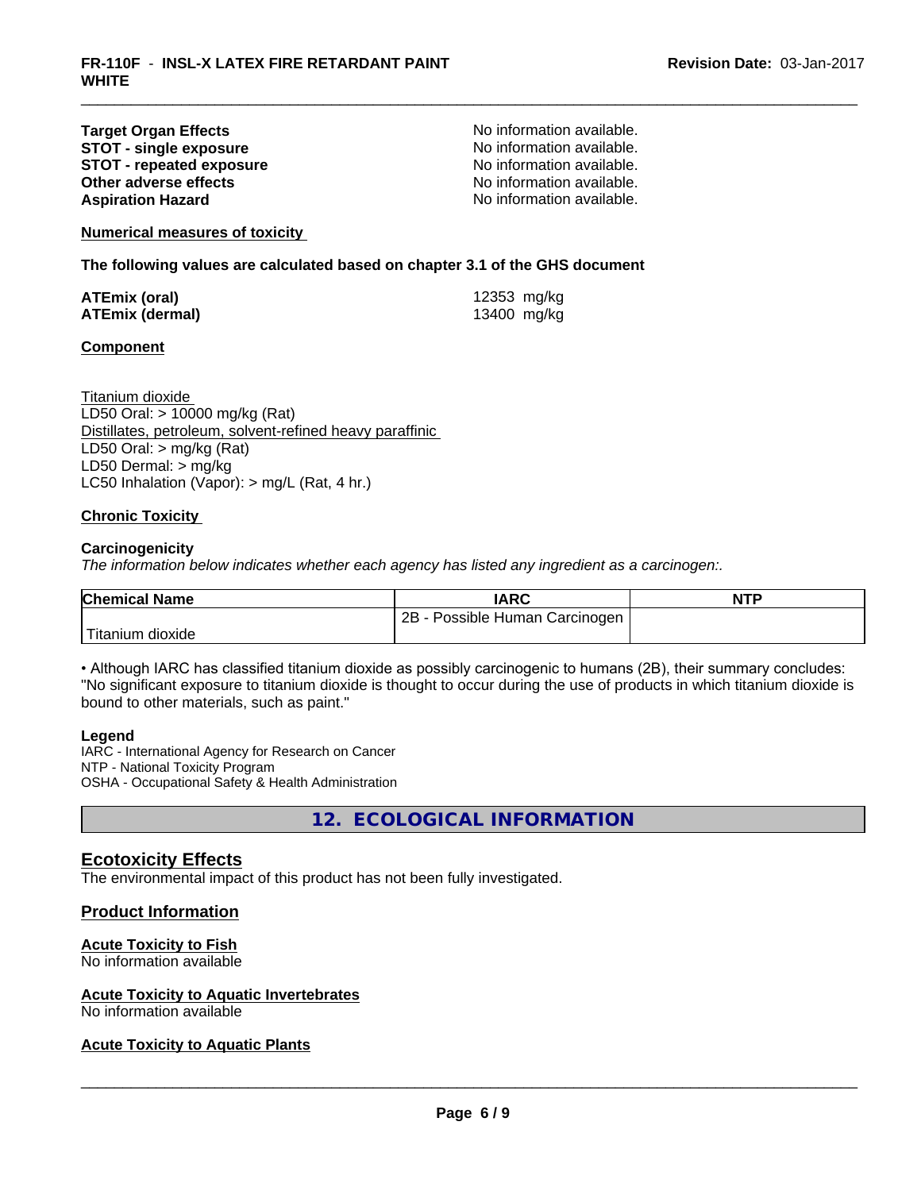| | |
|---|---|
| **Target Organ Effects** | No information available. |
| **STOT - single exposure** | No information available. |
| **STOT - repeated exposure** | No information available. |
| **Other adverse effects** | No information available. |
| **Aspiration Hazard** | No information available. |

**Numerical measures of toxicity**

**The following values are calculated based on chapter 3.1 of the GHS document**

| | |
|---|---|
| **ATEmix (oral)** | 12353 mg/kg |
| **ATEmix (dermal)** | 13400 mg/kg |

**Component**

Titanium dioxide
LD50 Oral: > 10000 mg/kg (Rat)
Distillates, petroleum, solvent-refined heavy paraffinic
LD50 Oral: > mg/kg (Rat)
LD50 Dermal: > mg/kg
LC50 Inhalation (Vapor): > mg/L (Rat, 4 hr.)

**Chronic Toxicity**

**Carcinogenicity**

*The information below indicates whether each agency has listed any ingredient as a carcinogen:.*

| Chemical Name | IARC | NTP |
|---|---|---|
| Titanium dioxide | 2B - Possible Human Carcinogen | |

• Although IARC has classified titanium dioxide as possibly carcinogenic to humans (2B), their summary concludes: "No significant exposure to titanium dioxide is thought to occur during the use of products in which titanium dioxide is bound to other materials, such as paint."

**Legend**

IARC - International Agency for Research on Cancer
NTP - National Toxicity Program
OSHA - Occupational Safety & Health Administration

## 12. ECOLOGICAL INFORMATION

### Ecotoxicity Effects

The environmental impact of this product has not been fully investigated.

### Product Information

**Acute Toxicity to Fish**
No information available

**Acute Toxicity to Aquatic Invertebrates**
No information available

**Acute Toxicity to Aquatic Plants**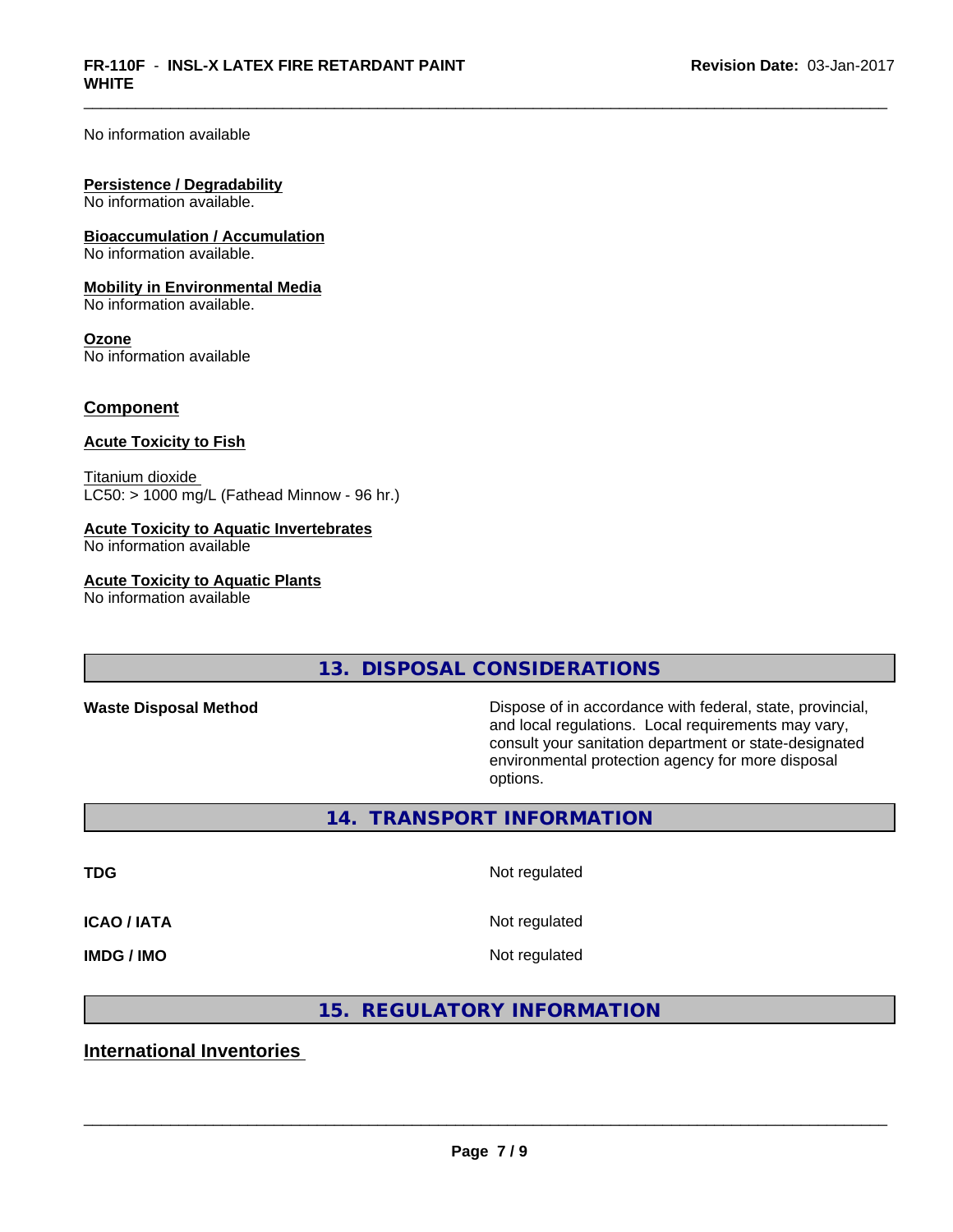No information available

**Persistence / Degradability**
No information available.

**Bioaccumulation / Accumulation**
No information available.

**Mobility in Environmental Media**
No information available.

**Ozone**
No information available

## Component

**Acute Toxicity to Fish**

Titanium dioxide
LC50: > 1000 mg/L (Fathead Minnow - 96 hr.)

**Acute Toxicity to Aquatic Invertebrates**
No information available

**Acute Toxicity to Aquatic Plants**
No information available

## 13. DISPOSAL CONSIDERATIONS

| | |
|---|---|
| **Waste Disposal Method** | Dispose of in accordance with federal, state, provincial, and local regulations. Local requirements may vary, consult your sanitation department or state-designated environmental protection agency for more disposal options. |

## 14. TRANSPORT INFORMATION

| | |
|---|---|
| **TDG** | Not regulated |
| **ICAO / IATA** | Not regulated |
| **IMDG / IMO** | Not regulated |

## 15. REGULATORY INFORMATION

### International Inventories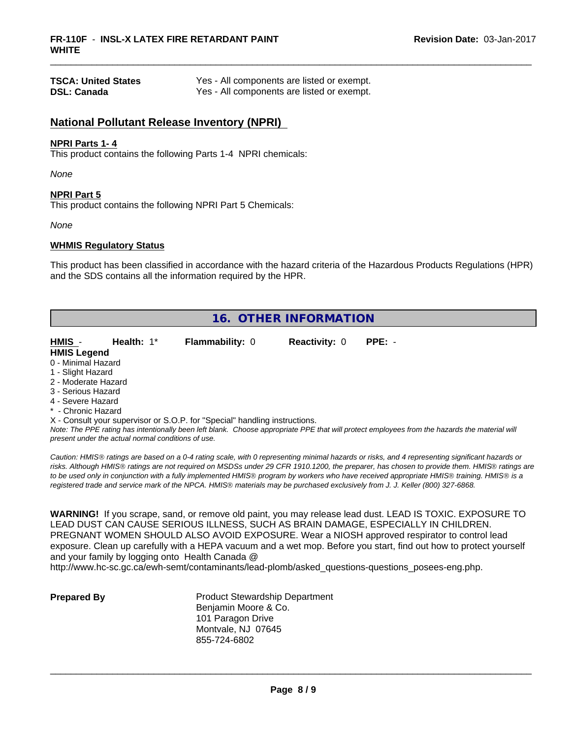| | |
|---|---|
| **TSCA: United States** | Yes - All components are listed or exempt. |
| **DSL: Canada** | Yes - All components are listed or exempt. |

## National Pollutant Release Inventory (NPRI)

**NPRI Parts 1- 4**

This product contains the following Parts 1-4 NPRI chemicals:

*None*

**NPRI Part 5**

This product contains the following NPRI Part 5 Chemicals:

*None*

**WHMIS Regulatory Status**

This product has been classified in accordance with the hazard criteria of the Hazardous Products Regulations (HPR) and the SDS contains all the information required by the HPR.

## 16. OTHER INFORMATION

**HMIS** - **Health:** 1* **Flammability:** 0 **Reactivity:** 0 **PPE:** -

**HMIS Legend**

0 - Minimal Hazard
1 - Slight Hazard
2 - Moderate Hazard
3 - Serious Hazard
4 - Severe Hazard
* - Chronic Hazard
X - Consult your supervisor or S.O.P. for "Special" handling instructions.

*Note: The PPE rating has intentionally been left blank. Choose appropriate PPE that will protect employees from the hazards the material will present under the actual normal conditions of use.*

*Caution: HMIS® ratings are based on a 0-4 rating scale, with 0 representing minimal hazards or risks, and 4 representing significant hazards or risks. Although HMIS® ratings are not required on MSDSs under 29 CFR 1910.1200, the preparer, has chosen to provide them. HMIS® ratings are to be used only in conjunction with a fully implemented HMIS® program by workers who have received appropriate HMIS® training. HMIS® is a registered trade and service mark of the NPCA. HMIS® materials may be purchased exclusively from J. J. Keller (800) 327-6868.*

**WARNING!** If you scrape, sand, or remove old paint, you may release lead dust. LEAD IS TOXIC. EXPOSURE TO LEAD DUST CAN CAUSE SERIOUS ILLNESS, SUCH AS BRAIN DAMAGE, ESPECIALLY IN CHILDREN. PREGNANT WOMEN SHOULD ALSO AVOID EXPOSURE. Wear a NIOSH approved respirator to control lead exposure. Clean up carefully with a HEPA vacuum and a wet mop. Before you start, find out how to protect yourself and your family by logging onto Health Canada @ http://www.hc-sc.gc.ca/ewh-semt/contaminants/lead-plomb/asked_questions-questions_posees-eng.php.

**Prepared By**

Product Stewardship Department
Benjamin Moore & Co.
101 Paragon Drive
Montvale, NJ 07645
855-724-6802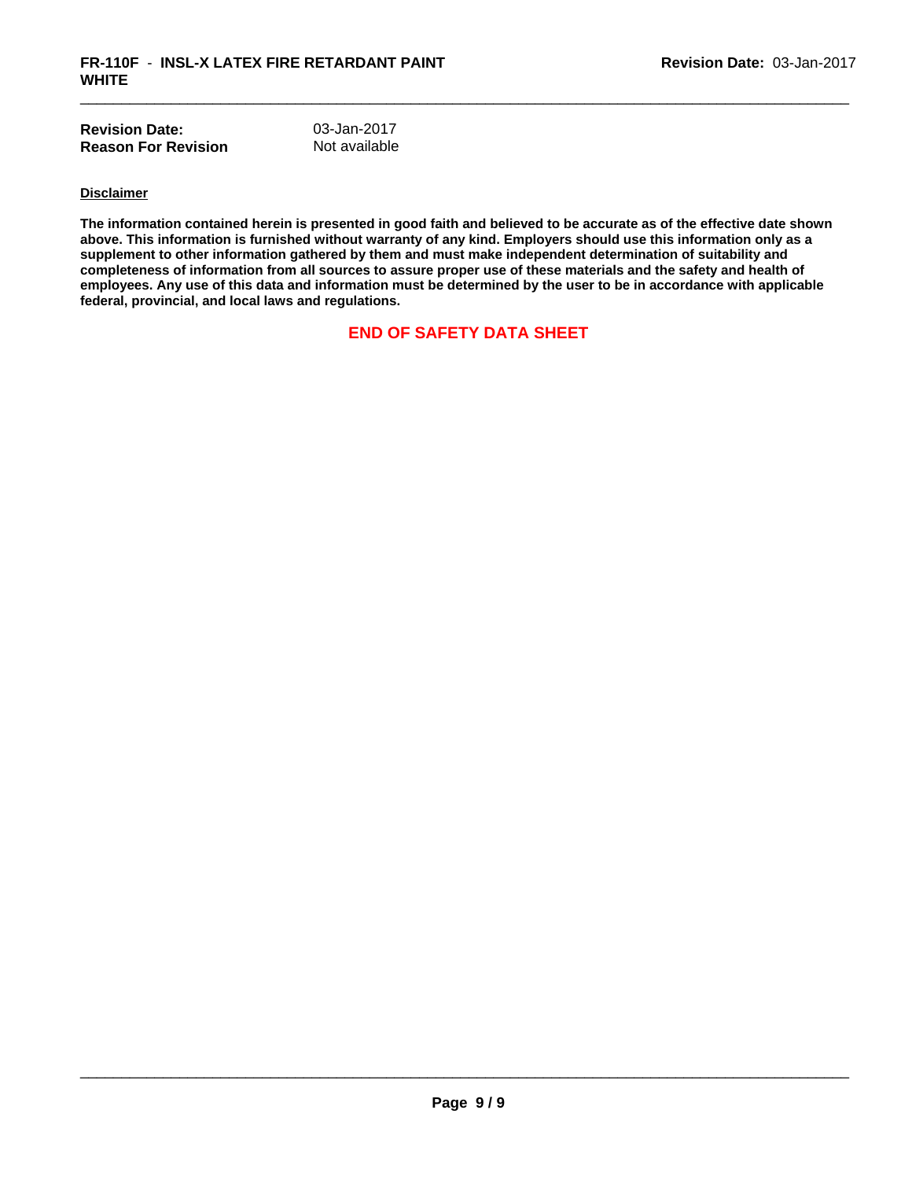| | |
|---|---|
| **Revision Date:** | 03-Jan-2017 |
| **Reason For Revision** | Not available |

**Disclaimer**

**The information contained herein is presented in good faith and believed to be accurate as of the effective date shown above. This information is furnished without warranty of any kind. Employers should use this information only as a supplement to other information gathered by them and must make independent determination of suitability and completeness of information from all sources to assure proper use of these materials and the safety and health of employees. Any use of this data and information must be determined by the user to be in accordance with applicable federal, provincial, and local laws and regulations.**

**END OF SAFETY DATA SHEET**